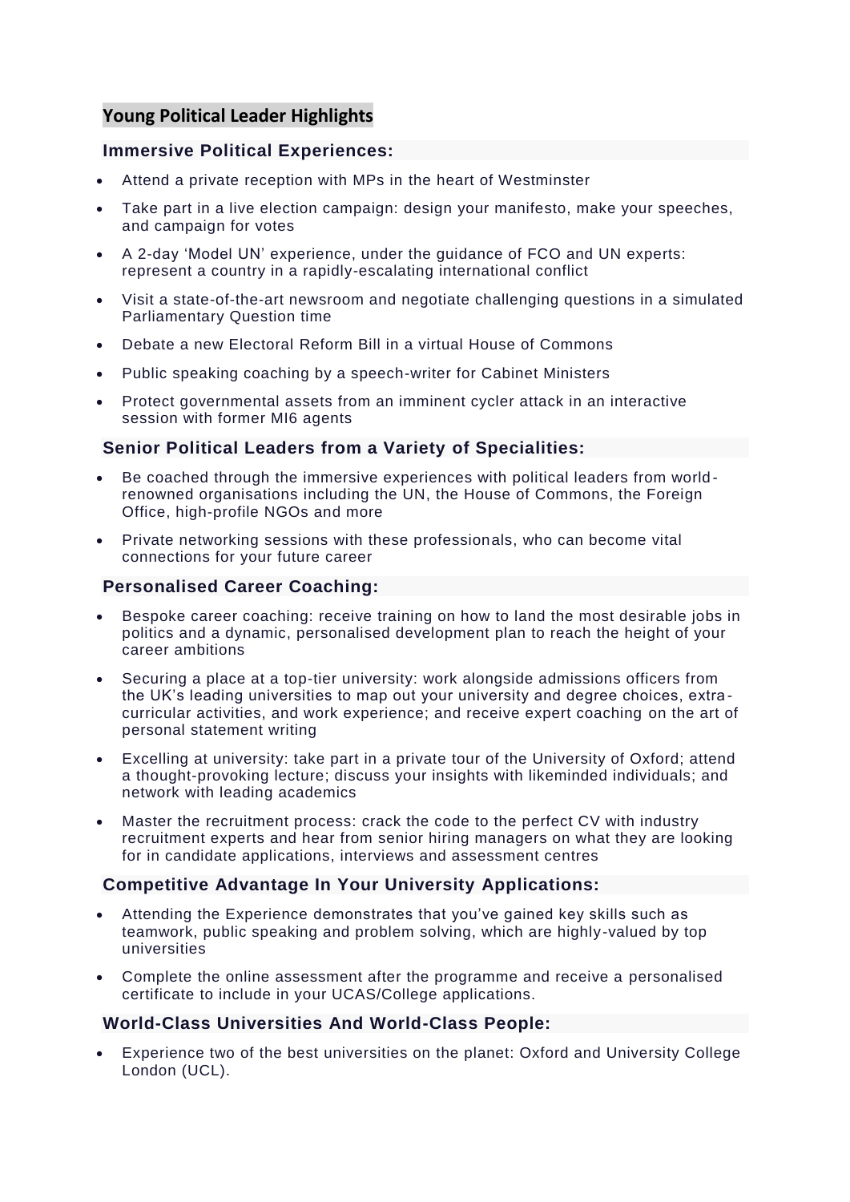## Young Political Leader Highlights

### Immersive Political Experiences:

- Attend a private reception with MPs in the heart of Westminster
- Take part in a live election campaign: design your manifesto, make your speeches, and campaign for votes
- A 2-day 'Model UN' experience, under the guidance of FCO and UN experts: represent a country in a rapidly-escalating international conflict
- Visit a state-of-the-art newsroom and negotiate challenging questions in a simulated Parliamentary Question time
- Debate a new Electoral Reform Bill in a virtual House of Commons
- Public speaking coaching by a speech-writer for Cabinet Ministers
- Protect governmental assets from an imminent cycler attack in an interactive session with former MI6 agents

### Senior Political Leaders from a Variety of Specialities:

- Be coached through the immersive experiences with political leaders from world-renowned organisations including the UN, the House of Commons, the Foreign Office, high-profile NGOs and more
- Private networking sessions with these professionals, who can become vital connections for your future career

### Personalised Career Coaching:

- Bespoke career coaching: receive training on how to land the most desirable jobs in politics and a dynamic, personalised development plan to reach the height of your career ambitions
- Securing a place at a top-tier university: work alongside admissions officers from the UK's leading universities to map out your university and degree choices, extra-curricular activities, and work experience; and receive expert coaching on the art of personal statement writing
- Excelling at university: take part in a private tour of the University of Oxford; attend a thought-provoking lecture; discuss your insights with likeminded individuals; and network with leading academics
- Master the recruitment process: crack the code to the perfect CV with industry recruitment experts and hear from senior hiring managers on what they are looking for in candidate applications, interviews and assessment centres

### Competitive Advantage In Your University Applications:

- Attending the Experience demonstrates that you've gained key skills such as teamwork, public speaking and problem solving, which are highly-valued by top universities
- Complete the online assessment after the programme and receive a personalised certificate to include in your UCAS/College applications.

### World-Class Universities And World-Class People:

- Experience two of the best universities on the planet: Oxford and University College London (UCL).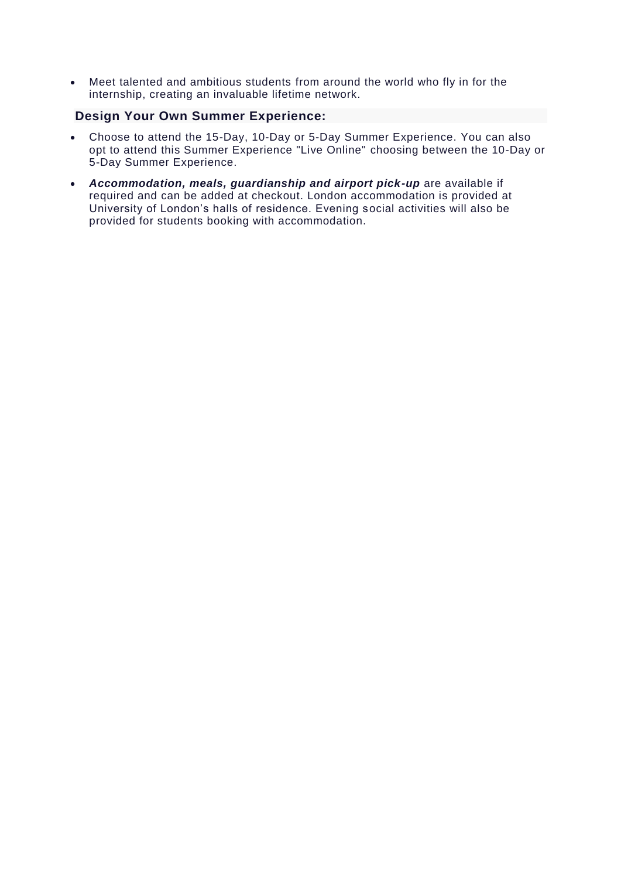- Meet talented and ambitious students from around the world who fly in for the internship, creating an invaluable lifetime network.

### Design Your Own Summer Experience:

- Choose to attend the 15-Day, 10-Day or 5-Day Summer Experience. You can also opt to attend this Summer Experience "Live Online" choosing between the 10-Day or 5-Day Summer Experience.
- ***Accommodation, meals, guardianship and airport pick-up*** are available if required and can be added at checkout. London accommodation is provided at University of London's halls of residence. Evening social activities will also be provided for students booking with accommodation.